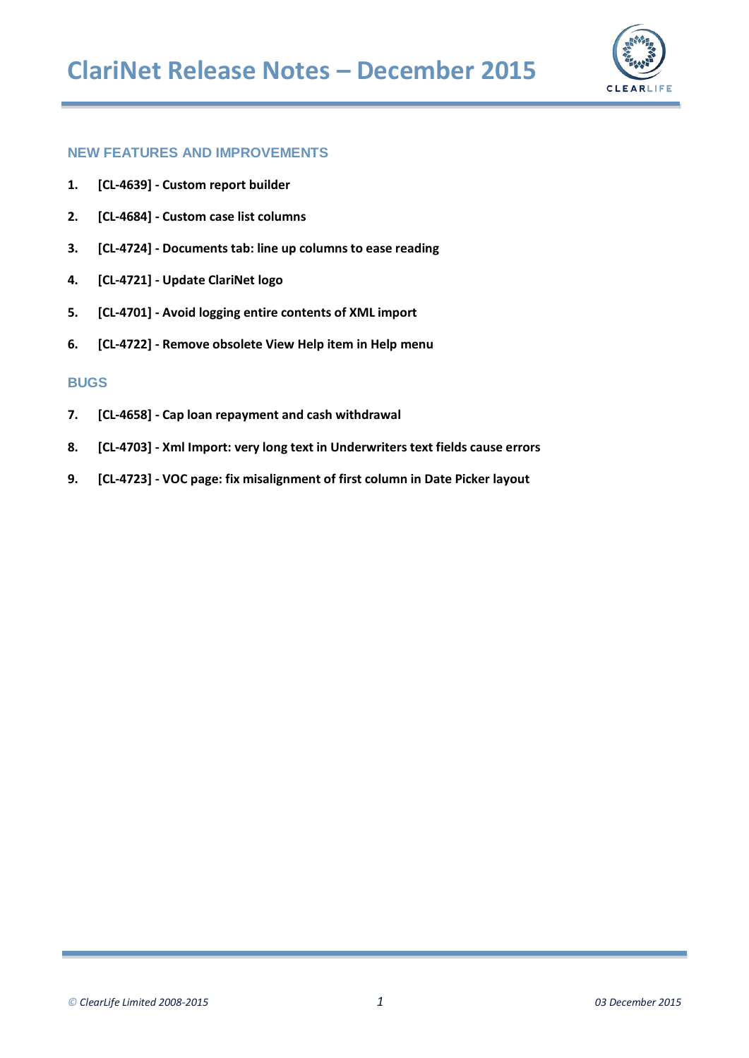# ClariNet Release Notes – December 2015

## NEW FEATURES AND IMPROVEMENTS

1. **[CL-4639] - Custom report builder**
2. **[CL-4684] - Custom case list columns**
3. **[CL-4724] - Documents tab: line up columns to ease reading**
4. **[CL-4721] - Update ClariNet logo**
5. **[CL-4701] - Avoid logging entire contents of XML import**
6. **[CL-4722] - Remove obsolete View Help item in Help menu**

## BUGS

7. **[CL-4658] - Cap loan repayment and cash withdrawal**
8. **[CL-4703] - Xml Import: very long text in Underwriters text fields cause errors**
9. **[CL-4723] - VOC page: fix misalignment of first column in Date Picker layout**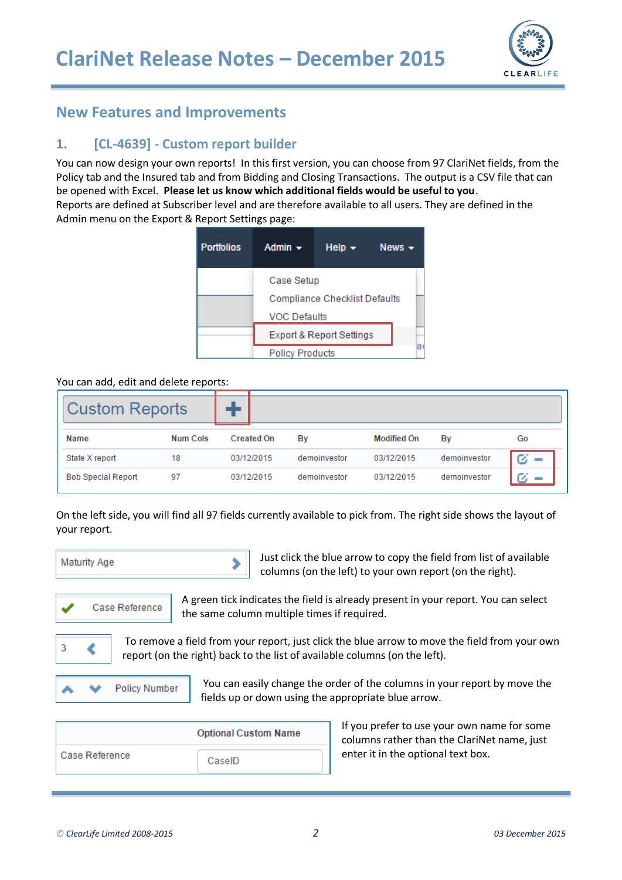# ClariNet Release Notes – December 2015

## New Features and Improvements

### 1. [CL-4639] - Custom report builder

You can now design your own reports! In this first version, you can choose from 97 ClariNet fields, from the Policy tab and the Insured tab and from Bidding and Closing Transactions. The output is a CSV file that can be opened with Excel. **Please let us know which additional fields would be useful to you**.

Reports are defined at Subscriber level and are therefore available to all users. They are defined in the Admin menu on the Export & Report Settings page:

Portfolios | Admin | Help | News

- Case Setup
- Compliance Checklist Defaults
- VOC Defaults
- Export & Report Settings
- Policy Products

You can add, edit and delete reports:

**Custom Reports** +

| Name | Num Cols | Created On | By | Modified On | By | Go |
|---|---|---|---|---|---|---|
| State X report | 18 | 03/12/2015 | demoinvestor | 03/12/2015 | demoinvestor | |
| Bob Special Report | 97 | 03/12/2015 | demoinvestor | 03/12/2015 | demoinvestor | |

On the left side, you will find all 97 fields currently available to pick from. The right side shows the layout of your report.

Maturity Age

Just click the blue arrow to copy the field from list of available columns (on the left) to your own report (on the right).

Case Reference

A green tick indicates the field is already present in your report. You can select the same column multiple times if required.

3

To remove a field from your report, just click the blue arrow to move the field from your own report (on the right) back to the list of available columns (on the left).

Policy Number

You can easily change the order of the columns in your report by move the fields up or down using the appropriate blue arrow.

| | Optional Custom Name |
|---|---|
| Case Reference | CaseID |

If you prefer to use your own name for some columns rather than the ClariNet name, just enter it in the optional text box.

© ClearLife Limited 2008-2015 03 December 2015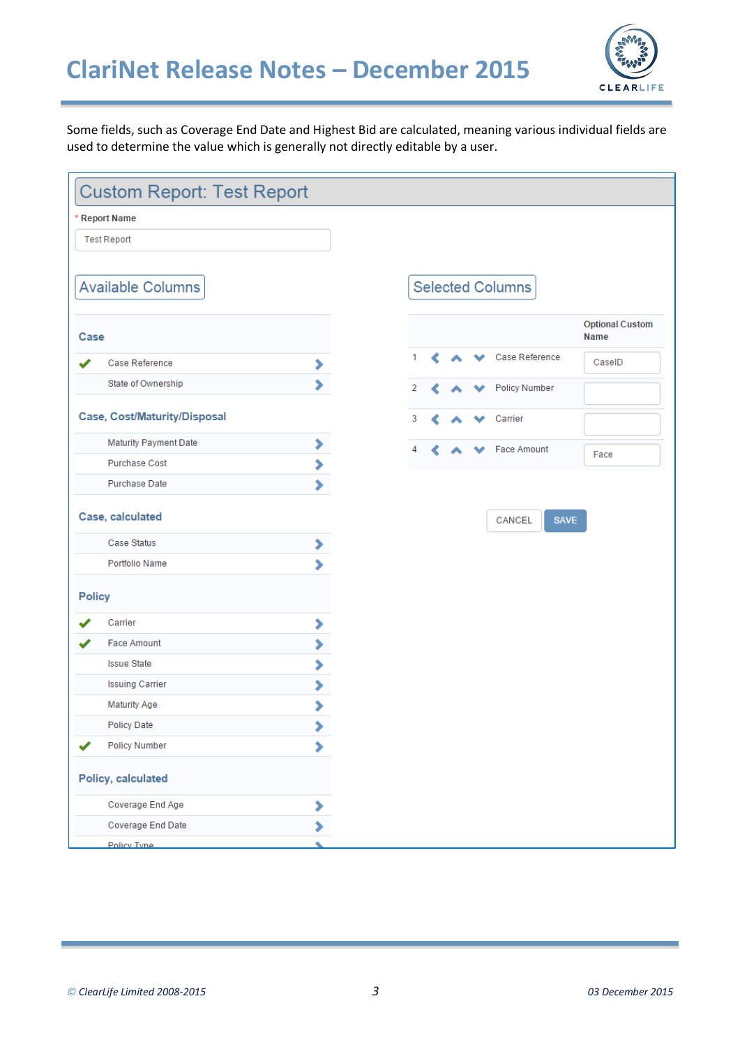Some fields, such as Coverage End Date and Highest Bid are calculated, meaning various individual fields are used to determine the value which is generally not directly editable by a user.

## Custom Report: Test Report

\* Report Name

Test Report

### Available Columns

**Case**

- ✔ Case Reference
- State of Ownership

**Case, Cost/Maturity/Disposal**

- Maturity Payment Date
- Purchase Cost
- Purchase Date

**Case, calculated**

- Case Status
- Portfolio Name

**Policy**

- ✔ Carrier
- ✔ Face Amount
- Issue State
- Issuing Carrier
- Maturity Age
- Policy Date
- ✔ Policy Number

**Policy, calculated**

- Coverage End Age
- Coverage End Date
- Policy Type

### Selected Columns

| # | Column | Optional Custom Name |
|---|---|---|
| 1 | Case Reference | CaseID |
| 2 | Policy Number | |
| 3 | Carrier | |
| 4 | Face Amount | Face |

CANCEL | SAVE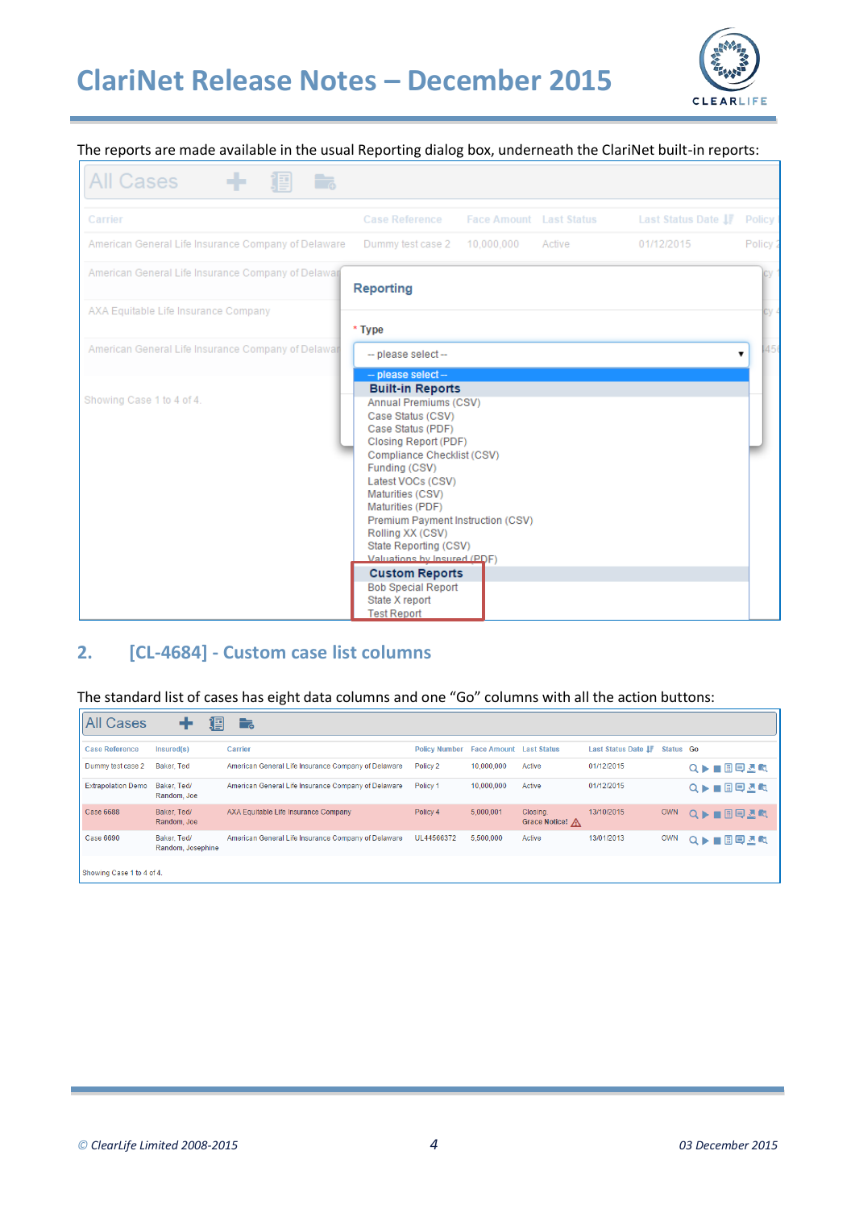The reports are made available in the usual Reporting dialog box, underneath the ClariNet built-in reports:

## 2. [CL-4684] - Custom case list columns

The standard list of cases has eight data columns and one "Go" columns with all the action buttons: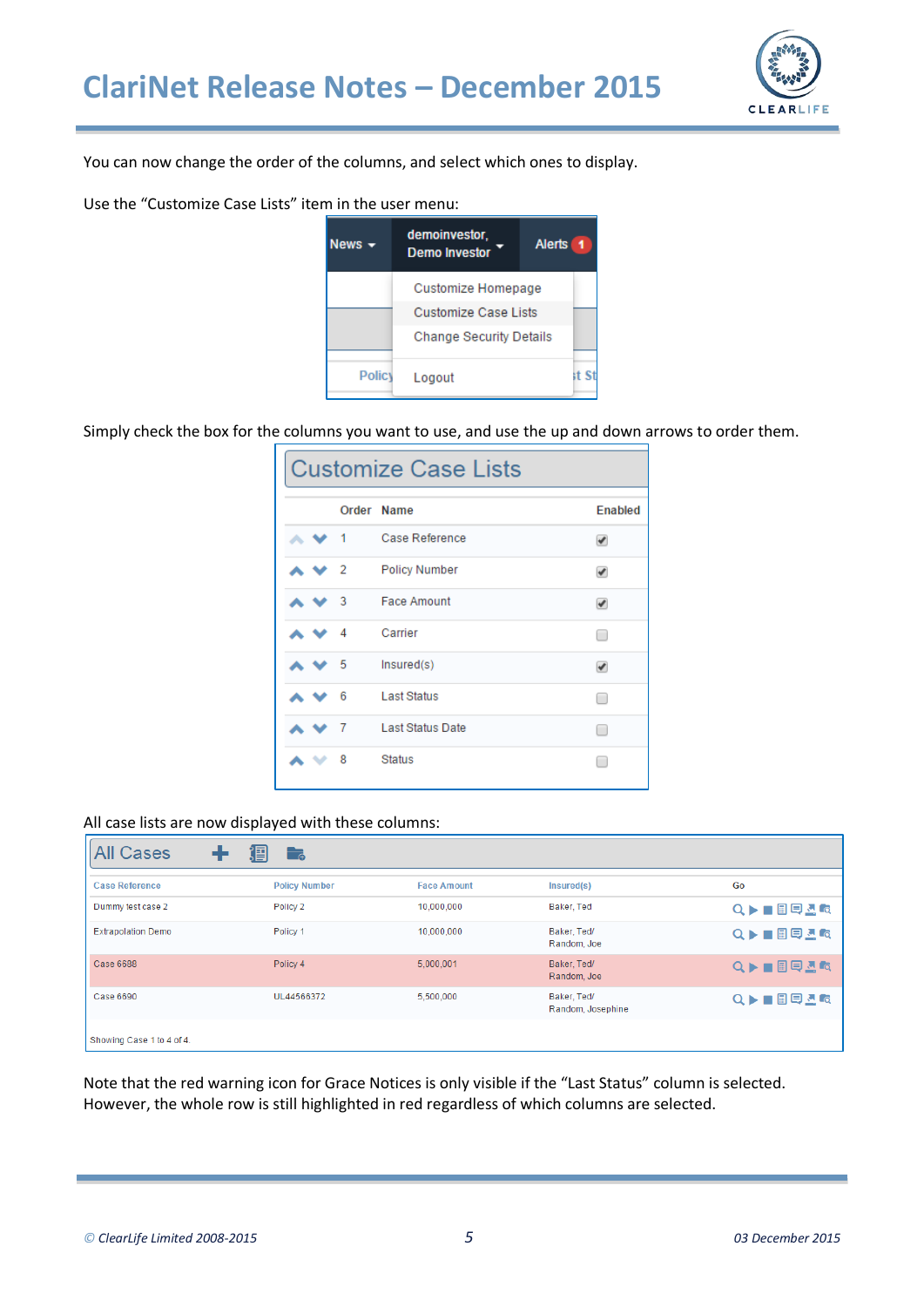You can now change the order of the columns, and select which ones to display.

Use the “Customize Case Lists” item in the user menu:

Simply check the box for the columns you want to use, and use the up and down arrows to order them.

All case lists are now displayed with these columns:

Note that the red warning icon for Grace Notices is only visible if the “Last Status” column is selected. However, the whole row is still highlighted in red regardless of which columns are selected.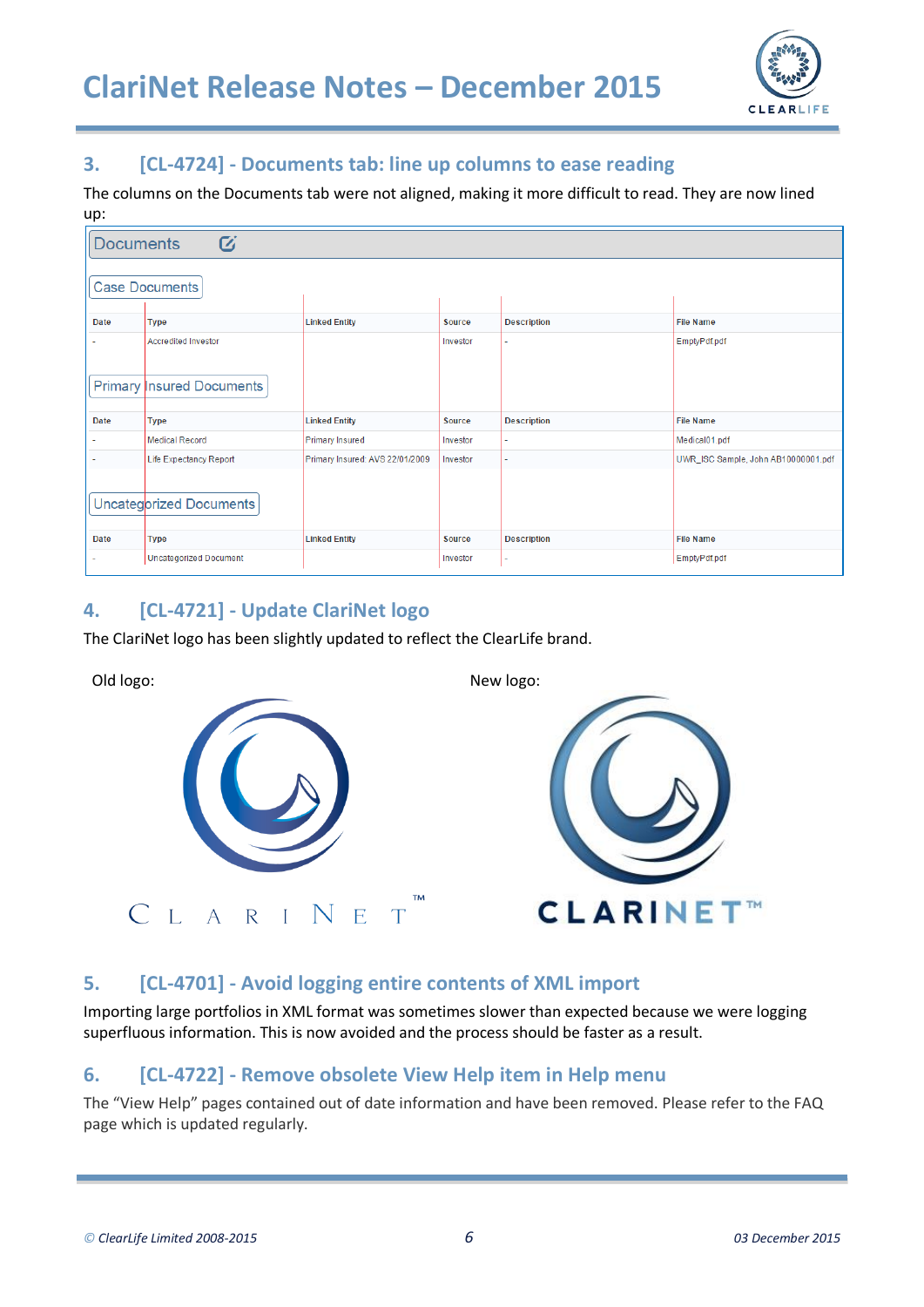## 3. [CL-4724] - Documents tab: line up columns to ease reading

The columns on the Documents tab were not aligned, making it more difficult to read. They are now lined up:

**Documents**

**Case Documents**

| Date | Type | Linked Entity | Source | Description | File Name |
|---|---|---|---|---|---|
| - | Accredited Investor | | Investor | - | EmptyPdf.pdf |

**Primary Insured Documents**

| Date | Type | Linked Entity | Source | Description | File Name |
|---|---|---|---|---|---|
| - | Medical Record | Primary Insured | Investor | - | Medical01.pdf |
| - | Life Expectancy Report | Primary Insured: AVS 22/01/2009 | Investor | - | UWR_ISC Sample, John AB10000001.pdf |

**Uncategorized Documents**

| Date | Type | Linked Entity | Source | Description | File Name |
|---|---|---|---|---|---|
| - | Uncategorized Document | | Investor | - | EmptyPdf.pdf |

## 4. [CL-4721] - Update ClariNet logo

The ClariNet logo has been slightly updated to reflect the ClearLife brand.

Old logo:

CLARINET™

New logo:

CLARINET™

## 5. [CL-4701] - Avoid logging entire contents of XML import

Importing large portfolios in XML format was sometimes slower than expected because we were logging superfluous information. This is now avoided and the process should be faster as a result.

## 6. [CL-4722] - Remove obsolete View Help item in Help menu

The "View Help" pages contained out of date information and have been removed. Please refer to the FAQ page which is updated regularly.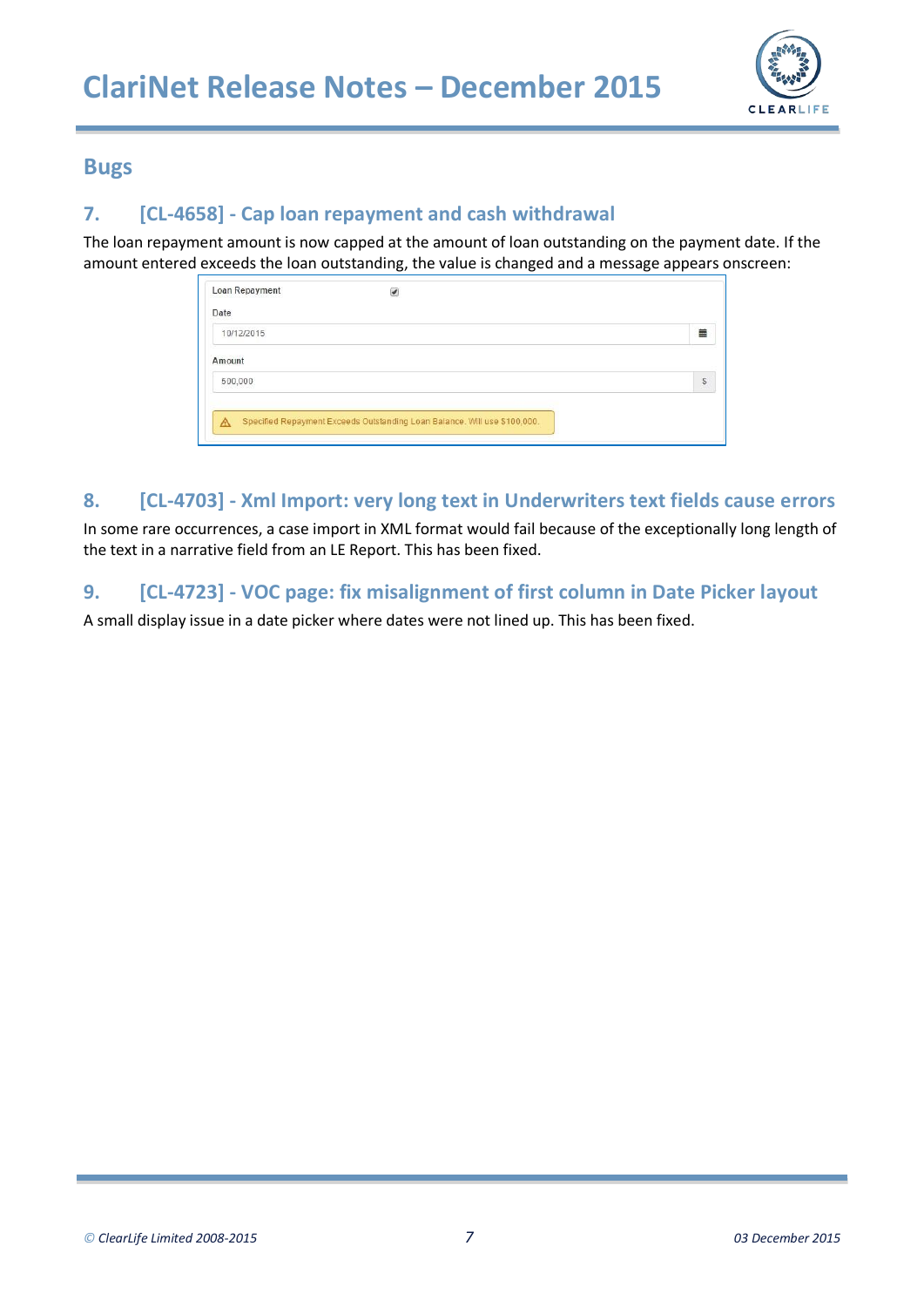## Bugs

### 7. [CL-4658] - Cap loan repayment and cash withdrawal

The loan repayment amount is now capped at the amount of loan outstanding on the payment date. If the amount entered exceeds the loan outstanding, the value is changed and a message appears onscreen:

Loan Repayment

Date

10/12/2015

Amount

500,000

$

Specified Repayment Exceeds Outstanding Loan Balance. Will use $100,000.

### 8. [CL-4703] - Xml Import: very long text in Underwriters text fields cause errors

In some rare occurrences, a case import in XML format would fail because of the exceptionally long length of the text in a narrative field from an LE Report. This has been fixed.

### 9. [CL-4723] - VOC page: fix misalignment of first column in Date Picker layout

A small display issue in a date picker where dates were not lined up. This has been fixed.